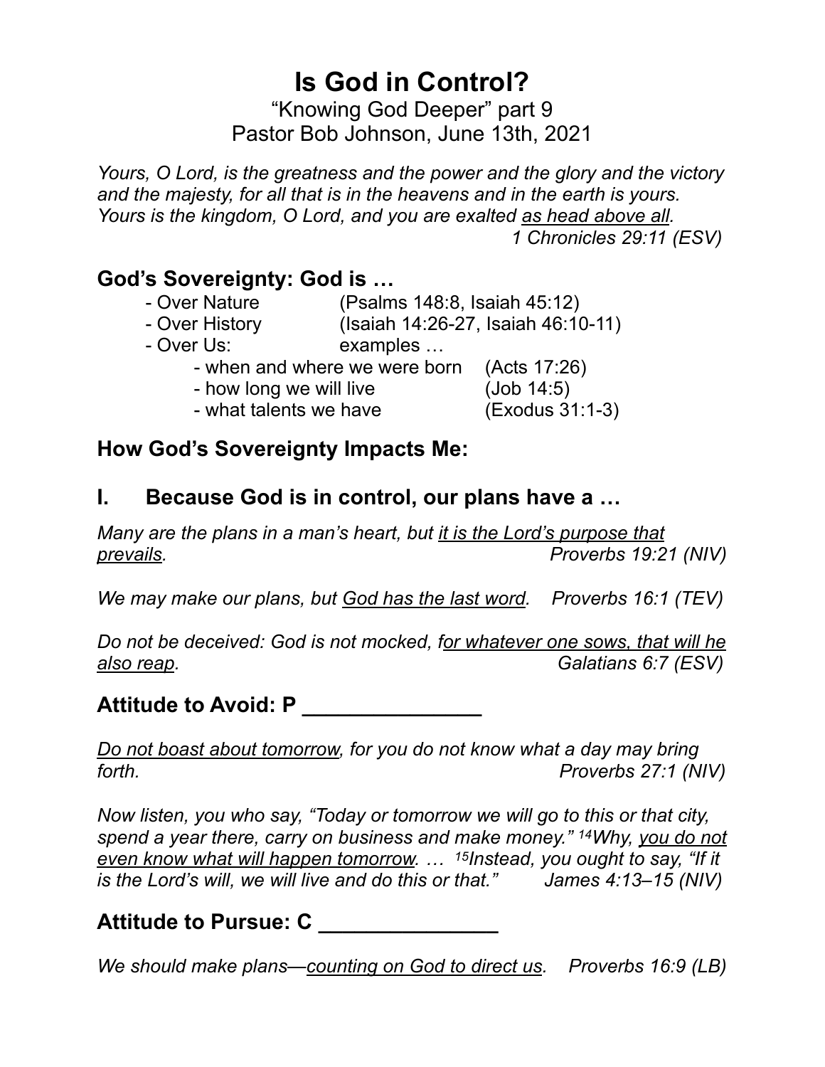# Is God in Control?

"Knowing God Deeper" part 9
Pastor Bob Johnson, June 13th, 2021

*Yours, O Lord, is the greatness and the power and the glory and the victory and the majesty, for all that is in the heavens and in the earth is yours. Yours is the kingdom, O Lord, and you are exalted <u>as head above all</u>.*
*1 Chronicles 29:11 (ESV)*

## God's Sovereignty: God is …

- Over Nature (Psalms 148:8, Isaiah 45:12)
- Over History (Isaiah 14:26-27, Isaiah 46:10-11)
- Over Us: examples …
  - when and where we were born (Acts 17:26)
  - how long we will live (Job 14:5)
  - what talents we have (Exodus 31:1-3)

## How God's Sovereignty Impacts Me:

## I. Because God is in control, our plans have a …

*Many are the plans in a man's heart, but <u>it is the Lord's purpose that prevails</u>.* *Proverbs 19:21 (NIV)*

*We may make our plans, but <u>God has the last word</u>.* *Proverbs 16:1 (TEV)*

*Do not be deceived: God is not mocked, f<u>or whatever one sows, that will he also reap</u>.* *Galatians 6:7 (ESV)*

## Attitude to Avoid: P _______________

*<u>Do not boast about tomorrow</u>, for you do not know what a day may bring forth.* *Proverbs 27:1 (NIV)*

*Now listen, you who say, "Today or tomorrow we will go to this or that city, spend a year there, carry on business and make money." [14]Why, <u>you do not even know what will happen tomorrow</u>. … [15]Instead, you ought to say, "If it is the Lord's will, we will live and do this or that."* *James 4:13–15 (NIV)*

## Attitude to Pursue: C _______________

*We should make plans—<u>counting on God to direct us</u>.* *Proverbs 16:9 (LB)*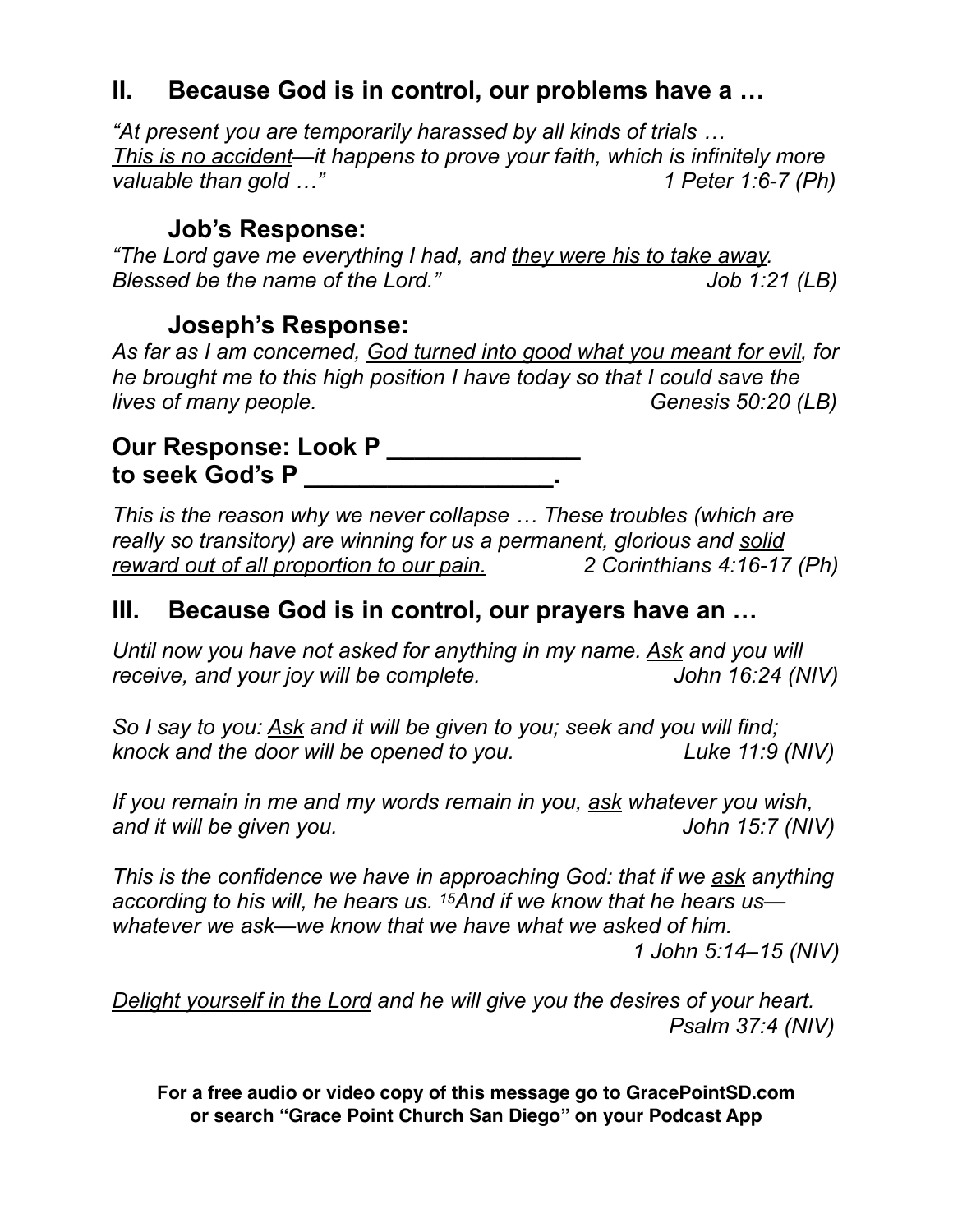## II. Because God is in control, our problems have a …

*"At present you are temporarily harassed by all kinds of trials …*
*<u>This is no accident</u>—it happens to prove your faith, which is infinitely more valuable than gold …"* *1 Peter 1:6-7 (Ph)*

### Job's Response:

*"The Lord gave me everything I had, and <u>they were his to take away</u>. Blessed be the name of the Lord."* *Job 1:21 (LB)*

### Joseph's Response:

*As far as I am concerned, <u>God turned into good what you meant for evil</u>, for he brought me to this high position I have today so that I could save the lives of many people.* *Genesis 50:20 (LB)*

**Our Response: Look P ______________ to seek God's P __________________.**

*This is the reason why we never collapse … These troubles (which are really so transitory) are winning for us a permanent, glorious and <u>solid reward out of all proportion to our pain.</u>* *2 Corinthians 4:16-17 (Ph)*

## III. Because God is in control, our prayers have an …

*Until now you have not asked for anything in my name. <u>Ask</u> and you will receive, and your joy will be complete.* *John 16:24 (NIV)*

*So I say to you: <u>Ask</u> and it will be given to you; seek and you will find; knock and the door will be opened to you.* *Luke 11:9 (NIV)*

*If you remain in me and my words remain in you, <u>ask</u> whatever you wish, and it will be given you.* *John 15:7 (NIV)*

*This is the confidence we have in approaching God: that if we <u>ask</u> anything according to his will, he hears us. [15]And if we know that he hears us—whatever we ask—we know that we have what we asked of him.*
*1 John 5:14–15 (NIV)*

*<u>Delight yourself in the Lord</u> and he will give you the desires of your heart.*
*Psalm 37:4 (NIV)*

**For a free audio or video copy of this message go to GracePointSD.com or search "Grace Point Church San Diego" on your Podcast App**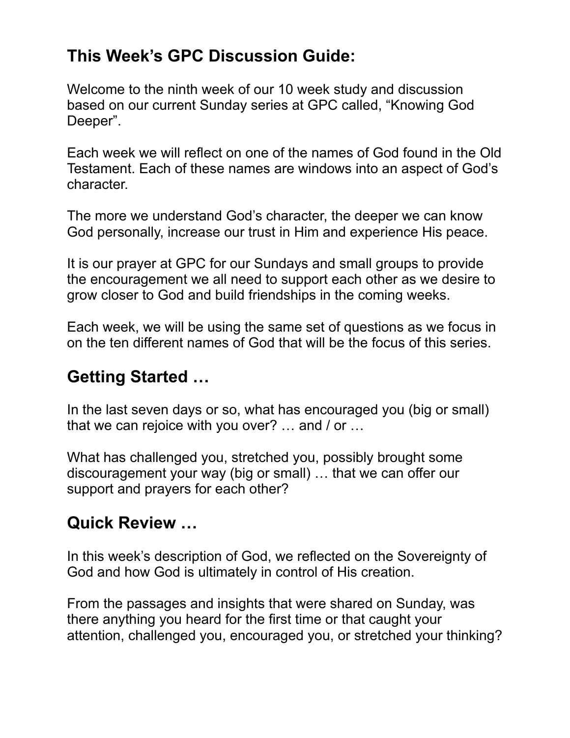## This Week's GPC Discussion Guide:

Welcome to the ninth week of our 10 week study and discussion based on our current Sunday series at GPC called, "Knowing God Deeper".

Each week we will reflect on one of the names of God found in the Old Testament. Each of these names are windows into an aspect of God's character.

The more we understand God's character, the deeper we can know God personally, increase our trust in Him and experience His peace.

It is our prayer at GPC for our Sundays and small groups to provide the encouragement we all need to support each other as we desire to grow closer to God and build friendships in the coming weeks.

Each week, we will be using the same set of questions as we focus in on the ten different names of God that will be the focus of this series.

## Getting Started …

In the last seven days or so, what has encouraged you (big or small) that we can rejoice with you over? … and / or …

What has challenged you, stretched you, possibly brought some discouragement your way (big or small) … that we can offer our support and prayers for each other?

## Quick Review …

In this week's description of God, we reflected on the Sovereignty of God and how God is ultimately in control of His creation.

From the passages and insights that were shared on Sunday, was there anything you heard for the first time or that caught your attention, challenged you, encouraged you, or stretched your thinking?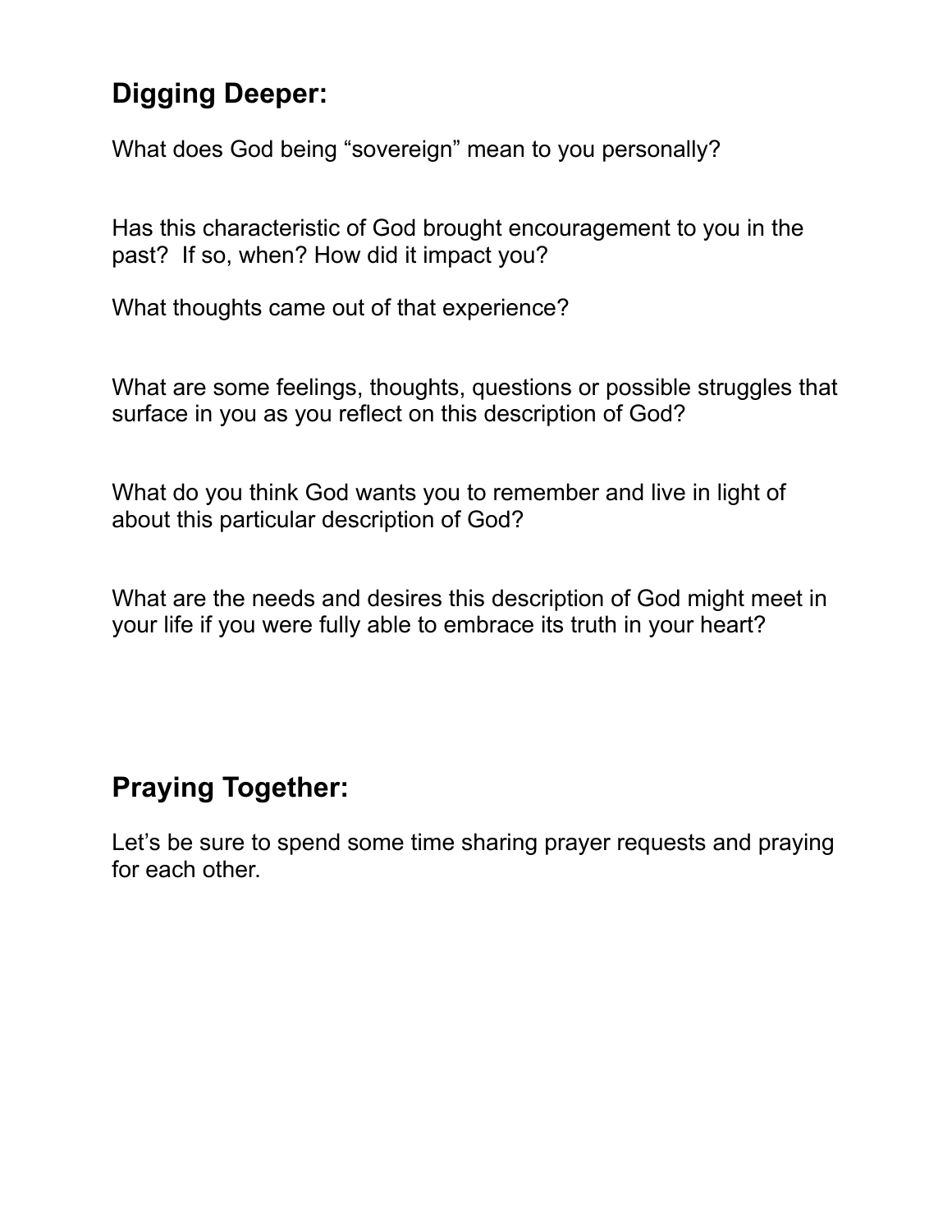## Digging Deeper:

What does God being "sovereign" mean to you personally?

Has this characteristic of God brought encouragement to you in the past? If so, when? How did it impact you?

What thoughts came out of that experience?

What are some feelings, thoughts, questions or possible struggles that surface in you as you reflect on this description of God?

What do you think God wants you to remember and live in light of about this particular description of God?

What are the needs and desires this description of God might meet in your life if you were fully able to embrace its truth in your heart?

## Praying Together:

Let's be sure to spend some time sharing prayer requests and praying for each other.